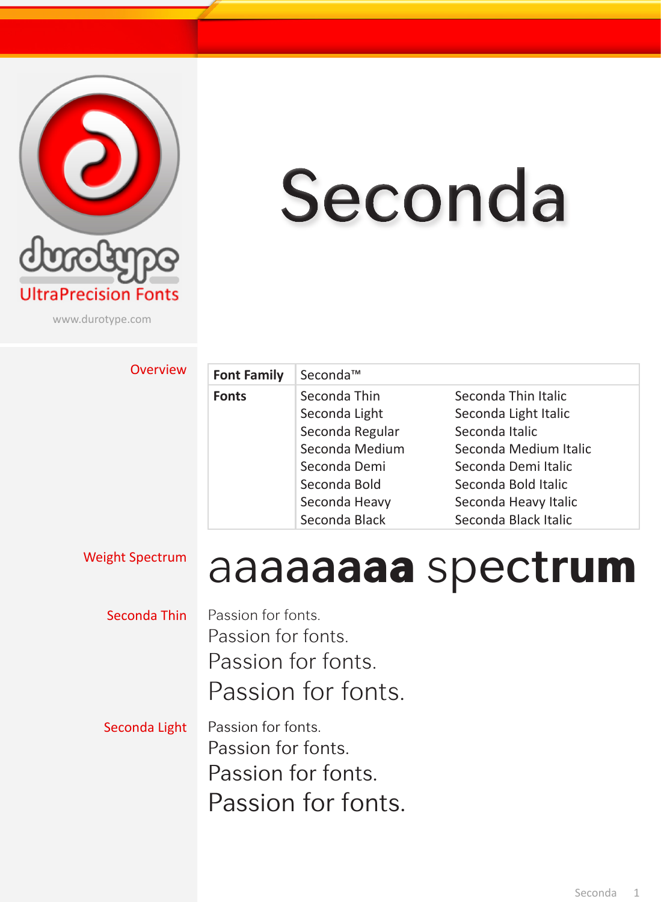durotype
UltraPrecision Fonts
www.durotype.com

# Seconda

## Overview

| Font Family | Seconda™ | |
| --- | --- | --- |
| Fonts | Seconda Thin | Seconda Thin Italic |
| | Seconda Light | Seconda Light Italic |
| | Seconda Regular | Seconda Italic |
| | Seconda Medium | Seconda Medium Italic |
| | Seconda Demi | Seconda Demi Italic |
| | Seconda Bold | Seconda Bold Italic |
| | Seconda Heavy | Seconda Heavy Italic |
| | Seconda Black | Seconda Black Italic |

## Weight Spectrum

aaaa**aaaa** spec**trum**

## Seconda Thin

Passion for fonts.
Passion for fonts.
Passion for fonts.
Passion for fonts.

## Seconda Light

Passion for fonts.
Passion for fonts.
Passion for fonts.
Passion for fonts.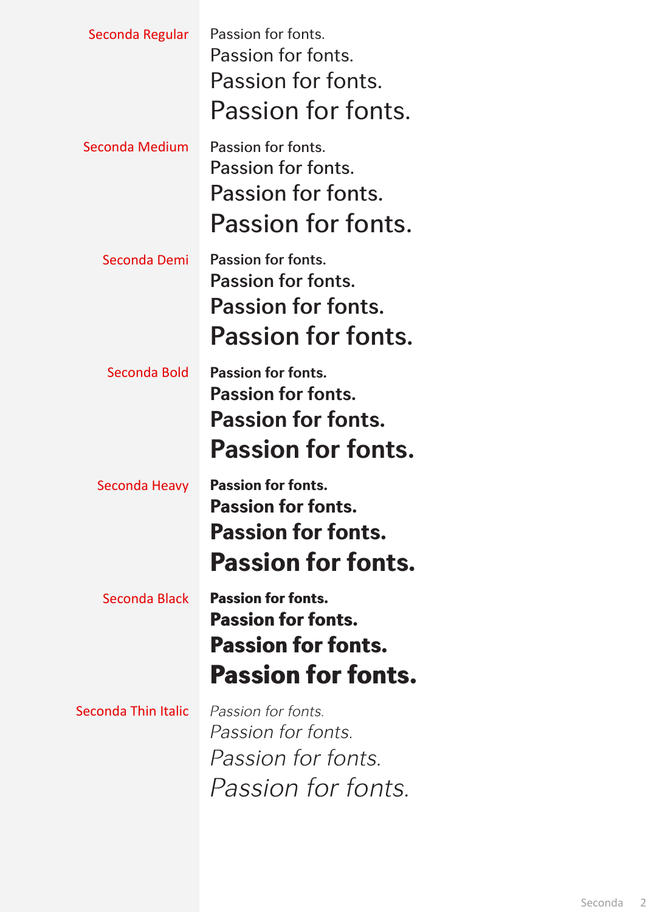Seconda Regular

Passion for fonts.
Passion for fonts.
Passion for fonts.
Passion for fonts.

Seconda Medium

Passion for fonts.
Passion for fonts.
Passion for fonts.
Passion for fonts.

Seconda Demi

Passion for fonts.
Passion for fonts.
Passion for fonts.
Passion for fonts.

Seconda Bold

**Passion for fonts.**
**Passion for fonts.**
**Passion for fonts.**
**Passion for fonts.**

Seconda Heavy

**Passion for fonts.**
**Passion for fonts.**
**Passion for fonts.**
**Passion for fonts.**

Seconda Black

**Passion for fonts.**
**Passion for fonts.**
**Passion for fonts.**
**Passion for fonts.**

Seconda Thin Italic

*Passion for fonts.*
*Passion for fonts.*
*Passion for fonts.*
*Passion for fonts.*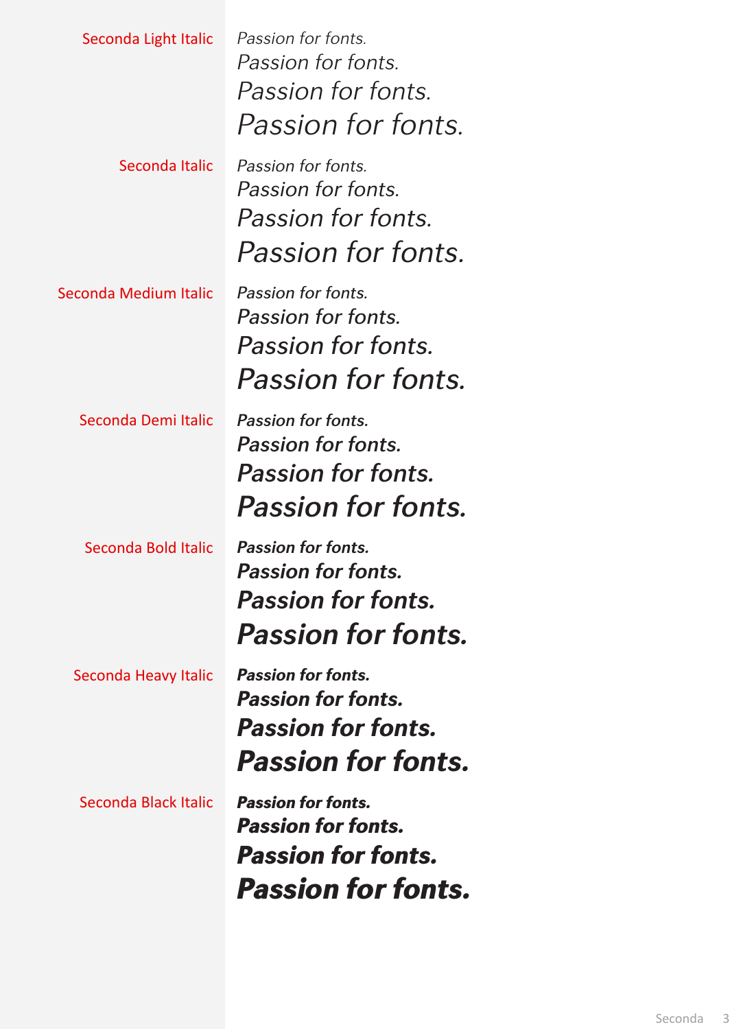Seconda Light Italic

*Passion for fonts.*
*Passion for fonts.*
*Passion for fonts.*
*Passion for fonts.*

Seconda Italic

*Passion for fonts.*
*Passion for fonts.*
*Passion for fonts.*
*Passion for fonts.*

Seconda Medium Italic

*Passion for fonts.*
*Passion for fonts.*
*Passion for fonts.*
*Passion for fonts.*

Seconda Demi Italic

***Passion for fonts.***
***Passion for fonts.***
***Passion for fonts.***
***Passion for fonts.***

Seconda Bold Italic

***Passion for fonts.***
***Passion for fonts.***
***Passion for fonts.***
***Passion for fonts.***

Seconda Heavy Italic

***Passion for fonts.***
***Passion for fonts.***
***Passion for fonts.***
***Passion for fonts.***

Seconda Black Italic

***Passion for fonts.***
***Passion for fonts.***
***Passion for fonts.***
***Passion for fonts.***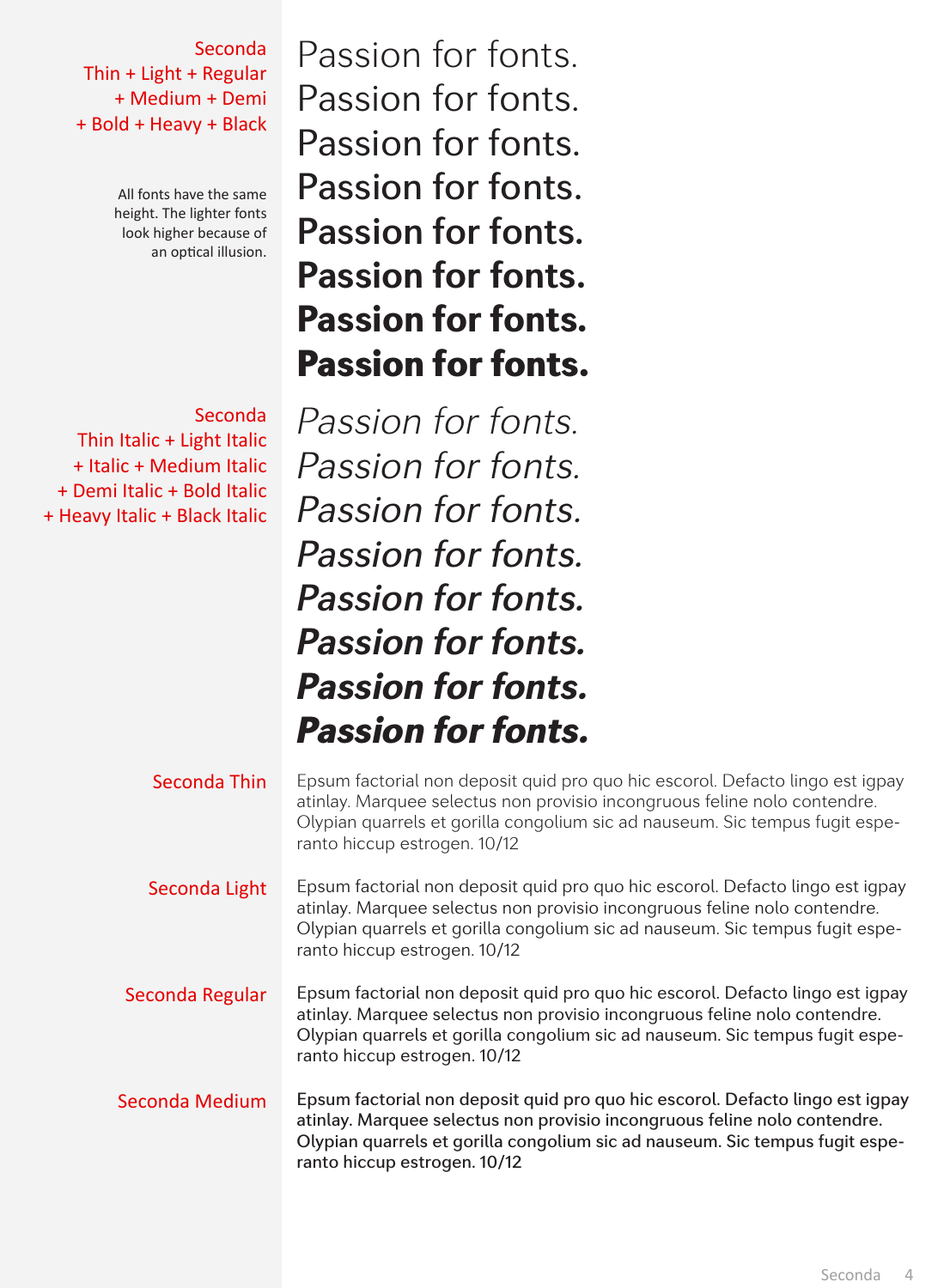Seconda
Thin + Light + Regular
+ Medium + Demi
+ Bold + Heavy + Black

All fonts have the same height. The lighter fonts look higher because of an optical illusion.

Passion for fonts.
Passion for fonts.
Passion for fonts.
Passion for fonts.
**Passion for fonts.**
**Passion for fonts.**
**Passion for fonts.**
**Passion for fonts.**

Seconda
Thin Italic + Light Italic
+ Italic + Medium Italic
+ Demi Italic + Bold Italic
+ Heavy Italic + Black Italic

*Passion for fonts.*
*Passion for fonts.*
*Passion for fonts.*
*Passion for fonts.*
***Passion for fonts.***
***Passion for fonts.***
***Passion for fonts.***
***Passion for fonts.***

Seconda Thin

Epsum factorial non deposit quid pro quo hic escorol. Defacto lingo est igpay atinlay. Marquee selectus non provisio incongruous feline nolo contendre. Olypian quarrels et gorilla congolium sic ad nauseum. Sic tempus fugit esperanto hiccup estrogen. 10/12

Seconda Light

Epsum factorial non deposit quid pro quo hic escorol. Defacto lingo est igpay atinlay. Marquee selectus non provisio incongruous feline nolo contendre. Olypian quarrels et gorilla congolium sic ad nauseum. Sic tempus fugit esperanto hiccup estrogen. 10/12

Seconda Regular

Epsum factorial non deposit quid pro quo hic escorol. Defacto lingo est igpay atinlay. Marquee selectus non provisio incongruous feline nolo contendre. Olypian quarrels et gorilla congolium sic ad nauseum. Sic tempus fugit esperanto hiccup estrogen. 10/12

Seconda Medium

Epsum factorial non deposit quid pro quo hic escorol. Defacto lingo est igpay atinlay. Marquee selectus non provisio incongruous feline nolo contendre. Olypian quarrels et gorilla congolium sic ad nauseum. Sic tempus fugit esperanto hiccup estrogen. 10/12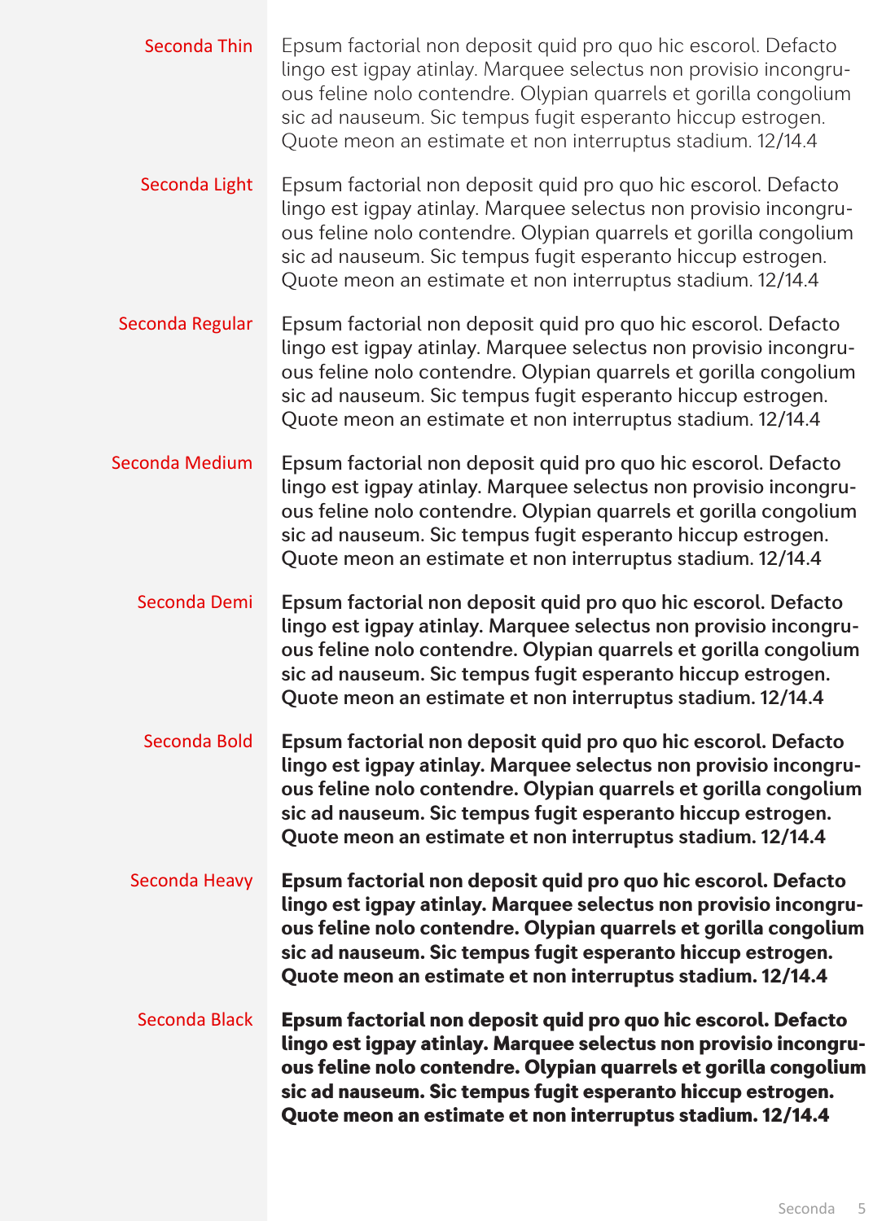Seconda Thin

Epsum factorial non deposit quid pro quo hic escorol. Defacto lingo est igpay atinlay. Marquee selectus non provisio incongruous feline nolo contendre. Olypian quarrels et gorilla congolium sic ad nauseum. Sic tempus fugit esperanto hiccup estrogen. Quote meon an estimate et non interruptus stadium. 12/14.4

Seconda Light

Epsum factorial non deposit quid pro quo hic escorol. Defacto lingo est igpay atinlay. Marquee selectus non provisio incongruous feline nolo contendre. Olypian quarrels et gorilla congolium sic ad nauseum. Sic tempus fugit esperanto hiccup estrogen. Quote meon an estimate et non interruptus stadium. 12/14.4

Seconda Regular

Epsum factorial non deposit quid pro quo hic escorol. Defacto lingo est igpay atinlay. Marquee selectus non provisio incongruous feline nolo contendre. Olypian quarrels et gorilla congolium sic ad nauseum. Sic tempus fugit esperanto hiccup estrogen. Quote meon an estimate et non interruptus stadium. 12/14.4

Seconda Medium

Epsum factorial non deposit quid pro quo hic escorol. Defacto lingo est igpay atinlay. Marquee selectus non provisio incongruous feline nolo contendre. Olypian quarrels et gorilla congolium sic ad nauseum. Sic tempus fugit esperanto hiccup estrogen. Quote meon an estimate et non interruptus stadium. 12/14.4

Seconda Demi

**Epsum factorial non deposit quid pro quo hic escorol. Defacto lingo est igpay atinlay. Marquee selectus non provisio incongruous feline nolo contendre. Olypian quarrels et gorilla congolium sic ad nauseum. Sic tempus fugit esperanto hiccup estrogen. Quote meon an estimate et non interruptus stadium. 12/14.4**

Seconda Bold

**Epsum factorial non deposit quid pro quo hic escorol. Defacto lingo est igpay atinlay. Marquee selectus non provisio incongruous feline nolo contendre. Olypian quarrels et gorilla congolium sic ad nauseum. Sic tempus fugit esperanto hiccup estrogen. Quote meon an estimate et non interruptus stadium. 12/14.4**

Seconda Heavy

**Epsum factorial non deposit quid pro quo hic escorol. Defacto lingo est igpay atinlay. Marquee selectus non provisio incongruous feline nolo contendre. Olypian quarrels et gorilla congolium sic ad nauseum. Sic tempus fugit esperanto hiccup estrogen. Quote meon an estimate et non interruptus stadium. 12/14.4**

Seconda Black

**Epsum factorial non deposit quid pro quo hic escorol. Defacto lingo est igpay atinlay. Marquee selectus non provisio incongruous feline nolo contendre. Olypian quarrels et gorilla congolium sic ad nauseum. Sic tempus fugit esperanto hiccup estrogen. Quote meon an estimate et non interruptus stadium. 12/14.4**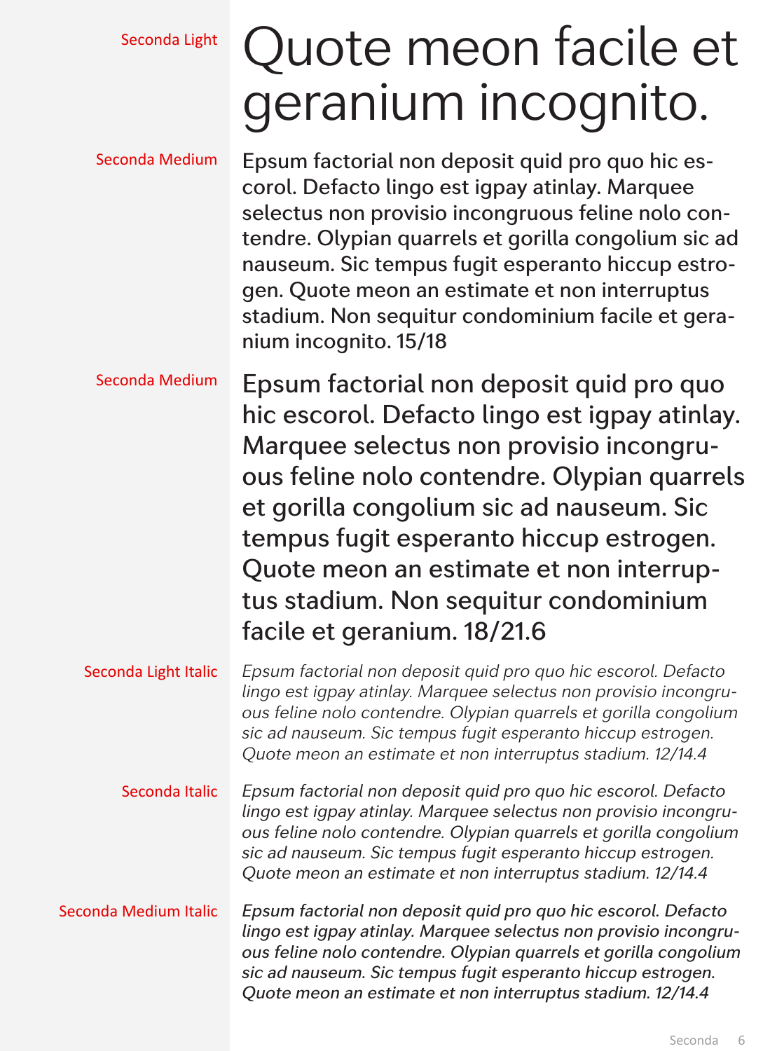Seconda Light

# Quote meon facile et geranium incognito.

Seconda Medium

Epsum factorial non deposit quid pro quo hic escorol. Defacto lingo est igpay atinlay. Marquee selectus non provisio incongruous feline nolo contendre. Olypian quarrels et gorilla congolium sic ad nauseum. Sic tempus fugit esperanto hiccup estrogen. Quote meon an estimate et non interruptus stadium. Non sequitur condominium facile et geranium incognito. 15/18

Seconda Medium

Epsum factorial non deposit quid pro quo hic escorol. Defacto lingo est igpay atinlay. Marquee selectus non provisio incongruous feline nolo contendre. Olypian quarrels et gorilla congolium sic ad nauseum. Sic tempus fugit esperanto hiccup estrogen. Quote meon an estimate et non interruptus stadium. Non sequitur condominium facile et geranium. 18/21.6

Seconda Light Italic

*Epsum factorial non deposit quid pro quo hic escorol. Defacto lingo est igpay atinlay. Marquee selectus non provisio incongruous feline nolo contendre. Olypian quarrels et gorilla congolium sic ad nauseum. Sic tempus fugit esperanto hiccup estrogen. Quote meon an estimate et non interruptus stadium. 12/14.4*

Seconda Italic

*Epsum factorial non deposit quid pro quo hic escorol. Defacto lingo est igpay atinlay. Marquee selectus non provisio incongruous feline nolo contendre. Olypian quarrels et gorilla congolium sic ad nauseum. Sic tempus fugit esperanto hiccup estrogen. Quote meon an estimate et non interruptus stadium. 12/14.4*

Seconda Medium Italic

*Epsum factorial non deposit quid pro quo hic escorol. Defacto lingo est igpay atinlay. Marquee selectus non provisio incongruous feline nolo contendre. Olypian quarrels et gorilla congolium sic ad nauseum. Sic tempus fugit esperanto hiccup estrogen. Quote meon an estimate et non interruptus stadium. 12/14.4*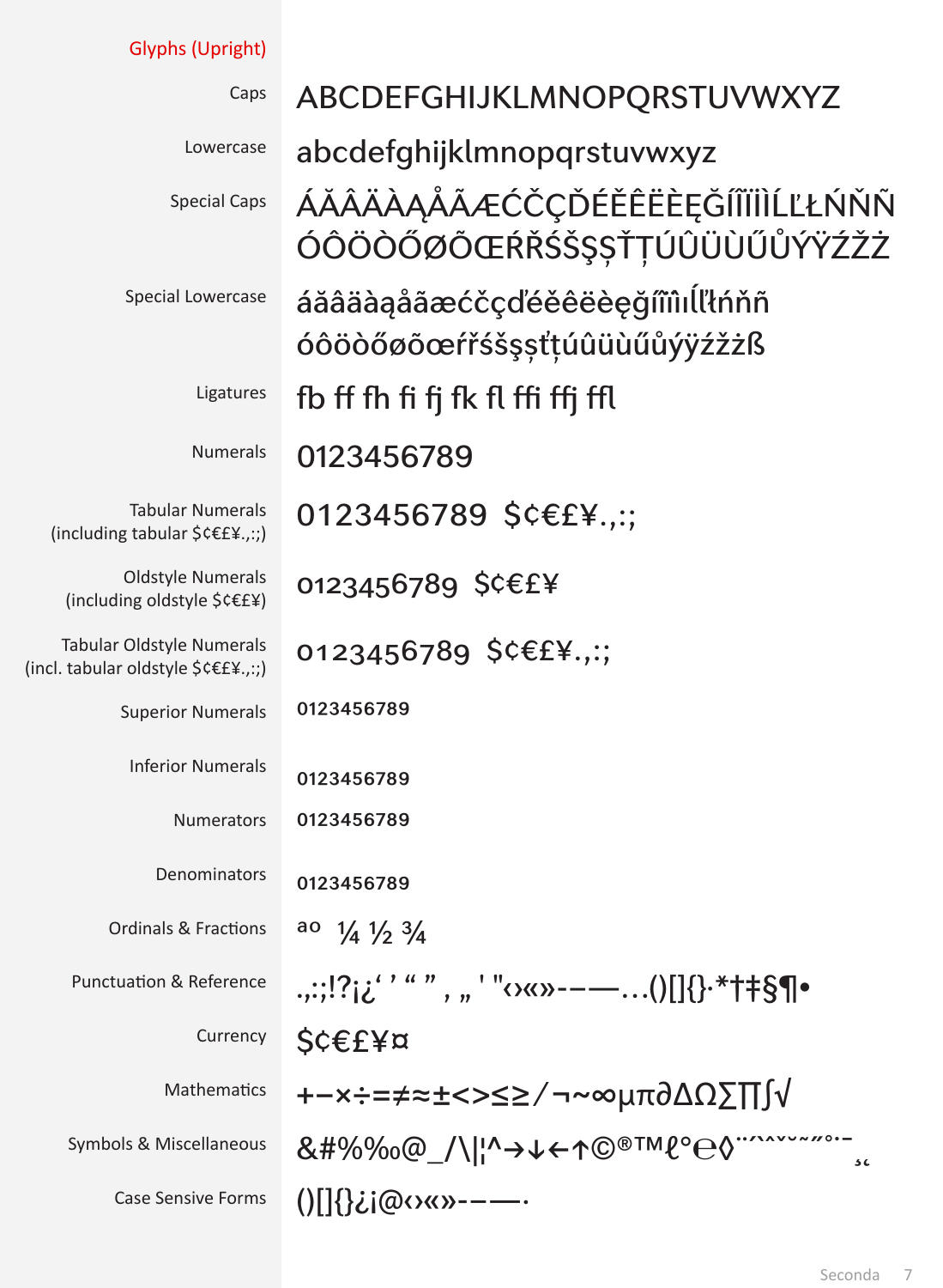## Glyphs (Upright)

| | |
|---|---|
| Caps | ABCDEFGHIJKLMNOPQRSTUVWXYZ |
| Lowercase | abcdefghijklmnopqrstuvwxyz |
| Special Caps | ÁĂÂÄÀĄÅÃÆĆČÇĎÉĚÊËÈĘĞÍÎÏÌĹĽŁŃŇÑ ÓÔÖÒŐØÕŒŔŘŚŠŞȘŤŢÚÛÜÙŰŮÝŸŹŽŻ |
| Special Lowercase | áăâäàąåãæćčçďéěêëèęğíîïìıĺľłńňñ óôöòőøõœŕřśšşșťţúûüùűůýÿźžżß |
| Ligatures | fb ff fh fi fj fk fl ffi ffj ffl |
| Numerals | 0123456789 |
| Tabular Numerals (including tabular $¢€£¥.,:;) | 0123456789 $¢€£¥.,:; |
| Oldstyle Numerals (including oldstyle $¢€£¥) | 0123456789 $¢€£¥ |
| Tabular Oldstyle Numerals (incl. tabular oldstyle $¢€£¥.,:;) | 0123456789 $¢€£¥.,:; |
| Superior Numerals | 0123456789 |
| Inferior Numerals | 0123456789 |
| Numerators | 0123456789 |
| Denominators | 0123456789 |
| Ordinals & Fractions | ªº ¼ ½ ¾ |
| Punctuation & Reference | .,:;!?¡¿‘ ’ “ ” ‚ „ ' "‹›«»-–—…()[]{}·*†‡§¶• |
| Currency | $¢€£¥¤ |
| Mathematics | +−×÷=≠≈±<>≤≥⁄¬~∞µπ∂∆Ω∑∏∫√ |
| Symbols & Miscellaneous | &#%‰@_/\|¦^→↓←↑©®™ℓ°℮◊¨˙ˊˋˆˇ˘˜˝˚˛¯¸ |
| Case Sensive Forms | ()[]{}¿¡@‹›«»-–—· |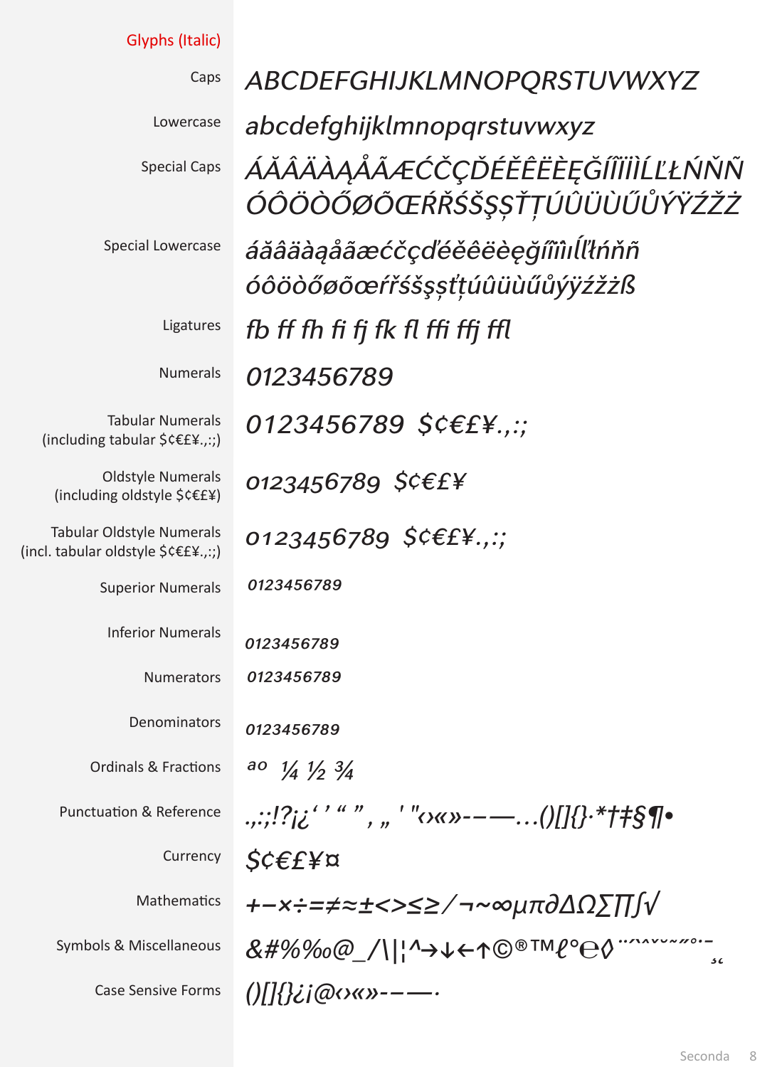## Glyphs (Italic)

| | |
|---|---|
| Caps | *ABCDEFGHIJKLMNOPQRSTUVWXYZ* |
| Lowercase | *abcdefghijklmnopqrstuvwxyz* |
| Special Caps | *ÁĂÂÄÀĄÅÃÆĆČÇĎÉĚÊËÈĘĞÍÎÏÌĹĽŁŃŇÑ ÓÔÖÒŐØÕŒŔŘŚŠŞȘŤȚÚÛÜÙŰŮÝŸŹŽŻ* |
| Special Lowercase | *áăâäàąåãæćčçďéěêëèęğíîïìıĺľłńňñ óôöòőøõœŕřśšşșťțúûüùűůýÿźžżß* |
| Ligatures | *fb ff fh fi fj fk fl ffi ffj ffl* |
| Numerals | *0123456789* |
| Tabular Numerals (including tabular $¢€£¥.,:;) | *0123456789 $¢€£¥.,:;* |
| Oldstyle Numerals (including oldstyle $¢€£¥) | *0123456789 $¢€£¥* |
| Tabular Oldstyle Numerals (incl. tabular oldstyle $¢€£¥.,:;) | *0123456789 $¢€£¥.,:;* |
| Superior Numerals | *0123456789* |
| Inferior Numerals | *0123456789* |
| Numerators | *0123456789* |
| Denominators | *0123456789* |
| Ordinals & Fractions | *a o ¼ ½ ¾* |
| Punctuation & Reference | *.,:;!?¡¿‘ ’ “ ”, „ ' "‹›«»-–—…()[]{}·*†‡§¶•* |
| Currency | *$¢€£¥¤* |
| Mathematics | *+−×÷=≠≈±<>≤≥/¬~∞µπ∂∆Ω∑∏∫√* |
| Symbols & Miscellaneous | *&#%‰@_/\|¦^→↓←↑©®™ℓ°℮◊ ¨˙ˊˋˆˇ˘˜˝˚¸˛¯* |
| Case Sensive Forms | *()[]{}¿¡@‹›«»-–—·* |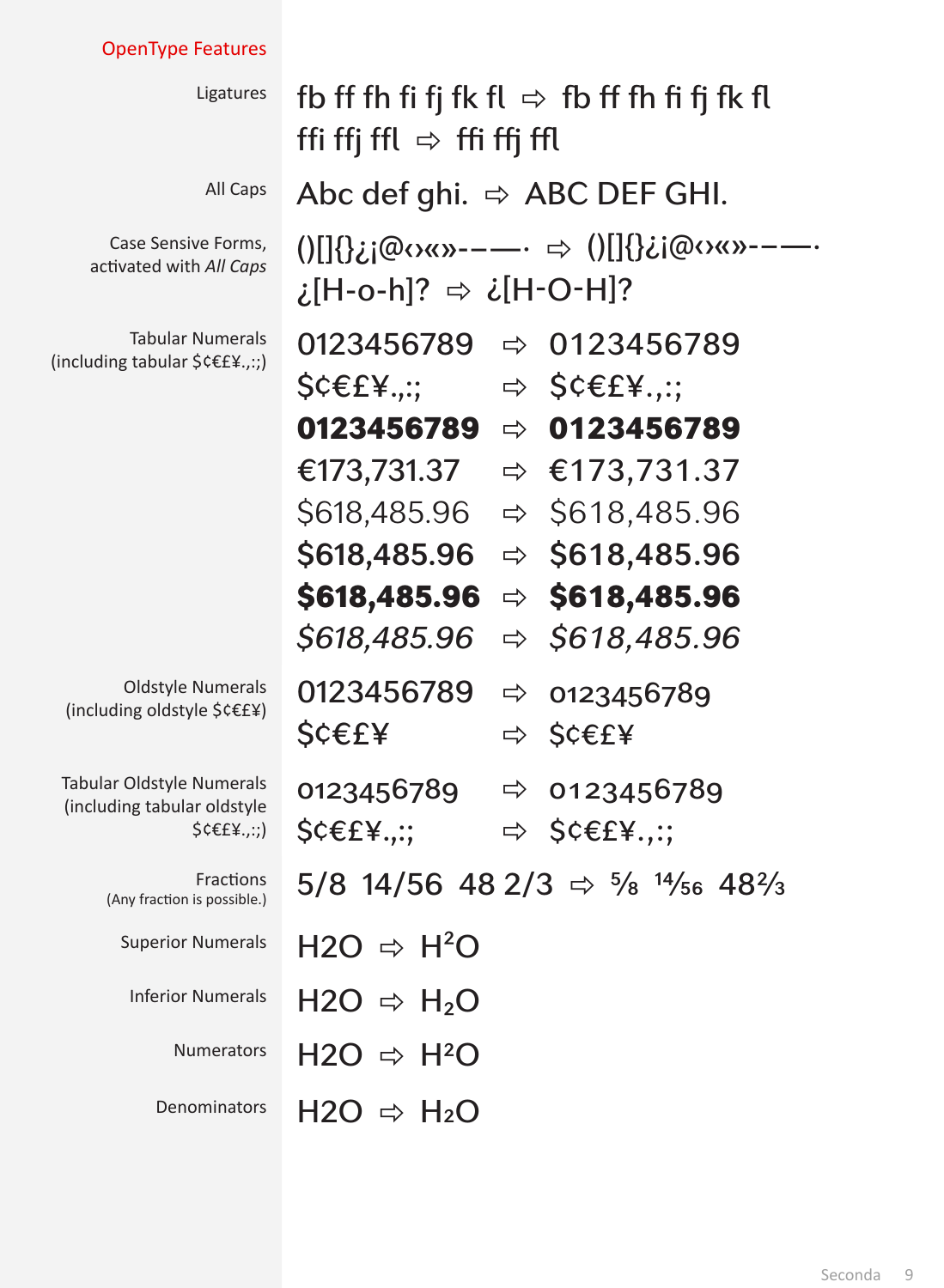## OpenType Features

| Feature | Example |
|---|---|
| Ligatures | fb ff fh fi fj fk fl ⇨ fb ff fh fi fj fk fl<br>ffi ffj ffl ⇨ ffi ffj ffl |
| All Caps | Abc def ghi. ⇨ ABC DEF GHI. |
| Case Sensive Forms, activated with *All Caps* | ()[]{}¿¡@‹›«»-–—· ⇨ ()[]{}¿¡@‹›«»-–—·<br>¿[H-o-h]? ⇨ ¿[H-O-H]? |
| Tabular Numerals (including tabular $¢€£¥.,:;) | 0123456789 ⇨ 0123456789<br>$¢€£¥.,:; ⇨ $¢€£¥.,:;<br>**0123456789** ⇨ **0123456789**<br>€173,731.37 ⇨ €173,731.37<br>$618,485.96 ⇨ $618,485.96<br>**$618,485.96** ⇨ **$618,485.96**<br>**$618,485.96** ⇨ **$618,485.96**<br>*$618,485.96* ⇨ *$618,485.96* |
| Oldstyle Numerals (including oldstyle $¢€£¥) | 0123456789 ⇨ 0123456789<br>$¢€£¥ ⇨ $¢€£¥ |
| Tabular Oldstyle Numerals (including tabular oldstyle $¢€£¥.,:;) | 0123456789 ⇨ 0123456789<br>$¢€£¥.,:; ⇨ $¢€£¥.,:; |
| Fractions (Any fraction is possible.) | 5/8 14/56 48 2/3 ⇨ ⅝ $^{14}/_{56}$ 48⅔ |
| Superior Numerals | H2O ⇨ $H^2O$ |
| Inferior Numerals | H2O ⇨ $H_2O$ |
| Numerators | H2O ⇨ $H^2O$ |
| Denominators | H2O ⇨ $H_2O$ |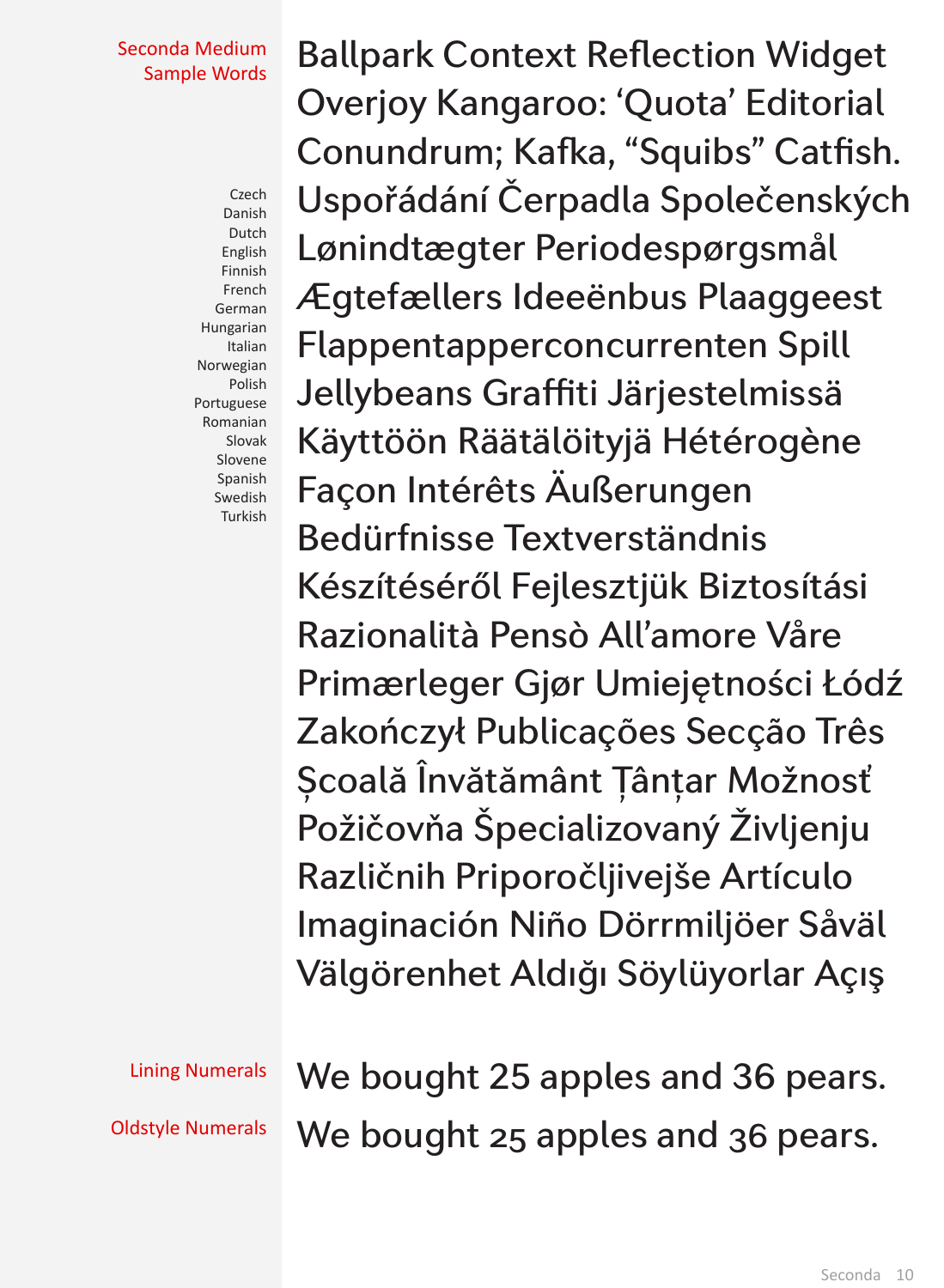**Seconda Medium Sample Words**

Ballpark Context Reflection Widget
Overjoy Kangaroo: ‘Quota’ Editorial
Conundrum; Kafka, “Squibs” Catfish.

Czech
Danish
Dutch
English
Finnish
French
German
Hungarian
Italian
Norwegian
Polish
Portuguese
Romanian
Slovak
Slovene
Spanish
Swedish
Turkish

Uspořádání Čerpadla Společenských
Lønindtægter Periodespørgsmål
Ægtefællers Ideeënbus Plaaggeest
Flappentapperconcurrenten Spill
Jellybeans Graffiti Järjestelmissä
Käyttöön Räätälöityjä Hétérogène
Façon Intérêts Äußerungen
Bedürfnisse Textverständnis
Készítéséről Fejlesztjük Biztosítási
Razionalità Pensò All’amore Våre
Primærleger Gjør Umiejętności Łódź
Zakończył Publicações Secção Três
Școală Învătământ Țânțar Možnosť
Požičovňa Špecializovaný Življenju
Različnih Priporočljivejše Artículo
Imaginación Niño Dörrmiljöer Såväl
Välgörenhet Aldığı Söylüyorlar Açış

**Lining Numerals**

We bought 25 apples and 36 pears.

**Oldstyle Numerals**

We bought 25 apples and 36 pears.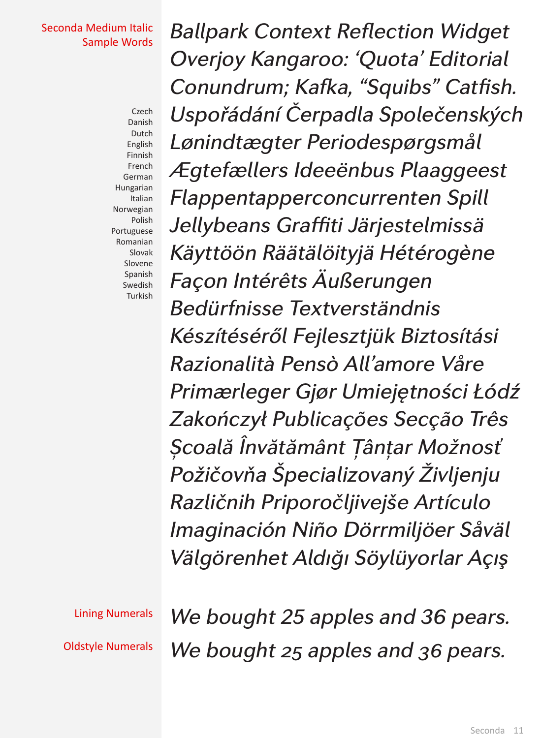## Seconda Medium Italic Sample Words

Czech
Danish
Dutch
English
Finnish
French
German
Hungarian
Italian
Norwegian
Polish
Portuguese
Romanian
Slovak
Slovene
Spanish
Swedish
Turkish

*Ballpark Context Reflection Widget*
*Overjoy Kangaroo: ‘Quota’ Editorial*
*Conundrum; Kafka, “Squibs” Catfish.*
*Uspořádání Čerpadla Společenských*
*Lønindtægter Periodespørgsmål*
*Ægtefællers Ideeënbus Plaaggeest*
*Flappentapperconcurrenten Spill*
*Jellybeans Graffiti Järjestelmissä*
*Käyttöön Räätälöityjä Hétérogène*
*Façon Intérêts Äußerungen*
*Bedürfnisse Textverständnis*
*Készítéséről Fejlesztjük Biztosítási*
*Razionalità Pensò All’amore Våre*
*Primærleger Gjør Umiejętności Łódź*
*Zakończył Publicações Secção Três*
*Școală Învătământ Țânțar Možnosť*
*Požičovňa Špecializovaný Življenju*
*Različnih Priporočljivejše Artículo*
*Imaginación Niño Dörrmiljöer Såväl*
*Välgörenhet Aldığı Söylüyorlar Açış*

**Lining Numerals**

*We bought 25 apples and 36 pears.*

**Oldstyle Numerals**

*We bought 25 apples and 36 pears.*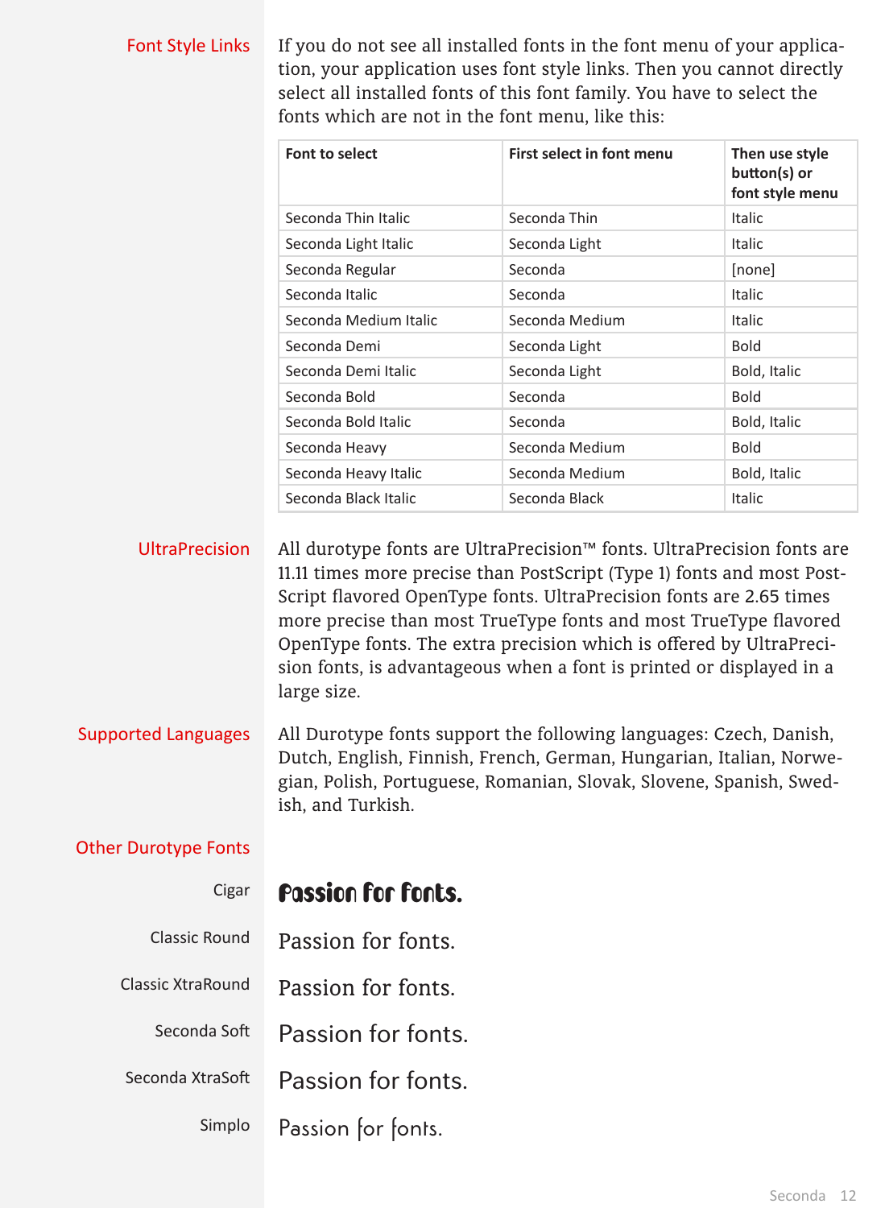## Font Style Links

If you do not see all installed fonts in the font menu of your application, your application uses font style links. Then you cannot directly select all installed fonts of this font family. You have to select the fonts which are not in the font menu, like this:

| Font to select | First select in font menu | Then use style button(s) or font style menu |
|---|---|---|
| Seconda Thin Italic | Seconda Thin | Italic |
| Seconda Light Italic | Seconda Light | Italic |
| Seconda Regular | Seconda | [none] |
| Seconda Italic | Seconda | Italic |
| Seconda Medium Italic | Seconda Medium | Italic |
| Seconda Demi | Seconda Light | Bold |
| Seconda Demi Italic | Seconda Light | Bold, Italic |
| Seconda Bold | Seconda | Bold |
| Seconda Bold Italic | Seconda | Bold, Italic |
| Seconda Heavy | Seconda Medium | Bold |
| Seconda Heavy Italic | Seconda Medium | Bold, Italic |
| Seconda Black Italic | Seconda Black | Italic |

## UltraPrecision

All durotype fonts are UltraPrecision™ fonts. UltraPrecision fonts are 11.11 times more precise than PostScript (Type 1) fonts and most PostScript flavored OpenType fonts. UltraPrecision fonts are 2.65 times more precise than most TrueType fonts and most TrueType flavored OpenType fonts. The extra precision which is offered by UltraPrecision fonts, is advantageous when a font is printed or displayed in a large size.

## Supported Languages

All Durotype fonts support the following languages: Czech, Danish, Dutch, English, Finnish, French, German, Hungarian, Italian, Norwegian, Polish, Portuguese, Romanian, Slovak, Slovene, Spanish, Swedish, and Turkish.

## Other Durotype Fonts

Cigar — Passion for fonts.

Classic Round — Passion for fonts.

Classic XtraRound — Passion for fonts.

Seconda Soft — Passion for fonts.

Seconda XtraSoft — Passion for fonts.

Simplo — Passion for fonts.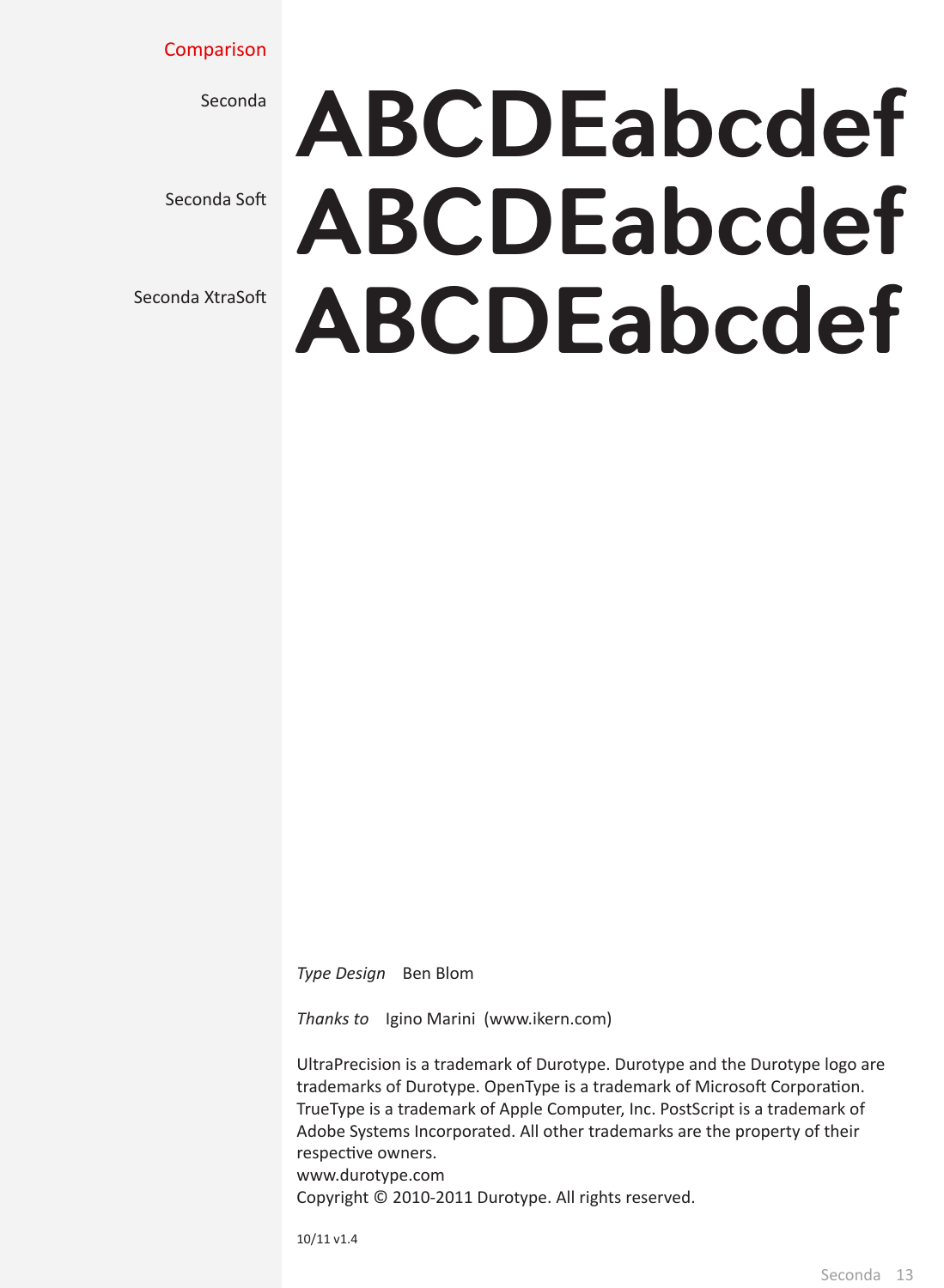## Comparison

Seconda

# ABCDEabcdef

Seconda Soft

# ABCDEabcdef

Seconda XtraSoft

# ABCDEabcdef

*Type Design* Ben Blom

*Thanks to* Igino Marini (www.ikern.com)

UltraPrecision is a trademark of Durotype. Durotype and the Durotype logo are trademarks of Durotype. OpenType is a trademark of Microsoft Corporation. TrueType is a trademark of Apple Computer, Inc. PostScript is a trademark of Adobe Systems Incorporated. All other trademarks are the property of their respective owners.
www.durotype.com
Copyright © 2010-2011 Durotype. All rights reserved.

10/11 v1.4